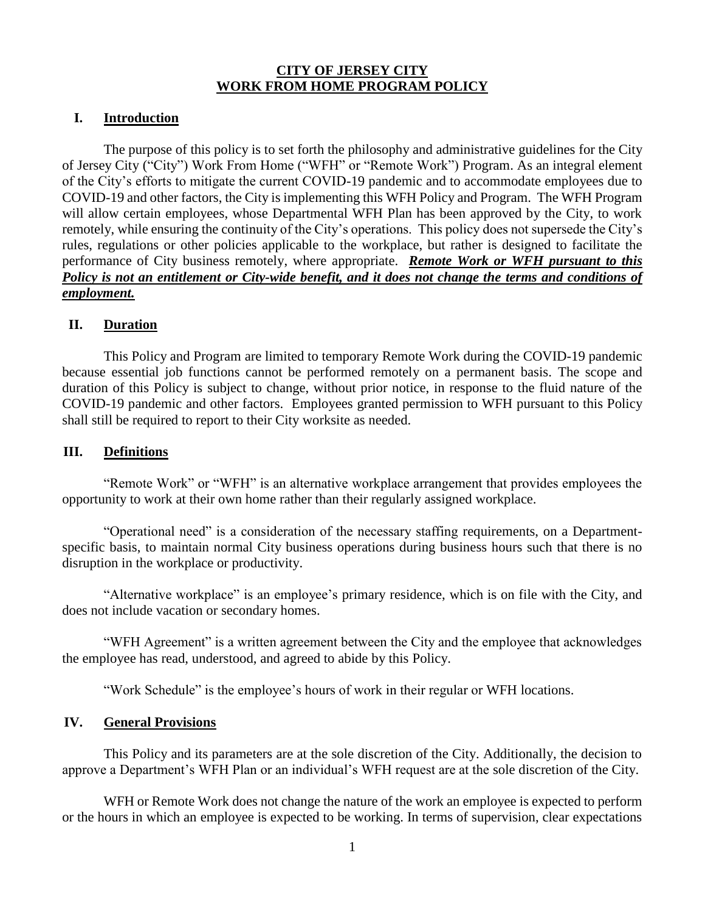# CITY OF JERSEY CITY
# WORK FROM HOME PROGRAM POLICY

## I. Introduction

The purpose of this policy is to set forth the philosophy and administrative guidelines for the City of Jersey City ("City") Work From Home ("WFH" or "Remote Work") Program. As an integral element of the City's efforts to mitigate the current COVID-19 pandemic and to accommodate employees due to COVID-19 and other factors, the City is implementing this WFH Policy and Program. The WFH Program will allow certain employees, whose Departmental WFH Plan has been approved by the City, to work remotely, while ensuring the continuity of the City's operations. This policy does not supersede the City's rules, regulations or other policies applicable to the workplace, but rather is designed to facilitate the performance of City business remotely, where appropriate. ***Remote Work or WFH pursuant to this Policy is not an entitlement or City-wide benefit, and it does not change the terms and conditions of employment.***

## II. Duration

This Policy and Program are limited to temporary Remote Work during the COVID-19 pandemic because essential job functions cannot be performed remotely on a permanent basis. The scope and duration of this Policy is subject to change, without prior notice, in response to the fluid nature of the COVID-19 pandemic and other factors. Employees granted permission to WFH pursuant to this Policy shall still be required to report to their City worksite as needed.

## III. Definitions

"Remote Work" or "WFH" is an alternative workplace arrangement that provides employees the opportunity to work at their own home rather than their regularly assigned workplace.

"Operational need" is a consideration of the necessary staffing requirements, on a Department-specific basis, to maintain normal City business operations during business hours such that there is no disruption in the workplace or productivity.

"Alternative workplace" is an employee's primary residence, which is on file with the City, and does not include vacation or secondary homes.

"WFH Agreement" is a written agreement between the City and the employee that acknowledges the employee has read, understood, and agreed to abide by this Policy.

"Work Schedule" is the employee's hours of work in their regular or WFH locations.

## IV. General Provisions

This Policy and its parameters are at the sole discretion of the City. Additionally, the decision to approve a Department's WFH Plan or an individual's WFH request are at the sole discretion of the City.

WFH or Remote Work does not change the nature of the work an employee is expected to perform or the hours in which an employee is expected to be working. In terms of supervision, clear expectations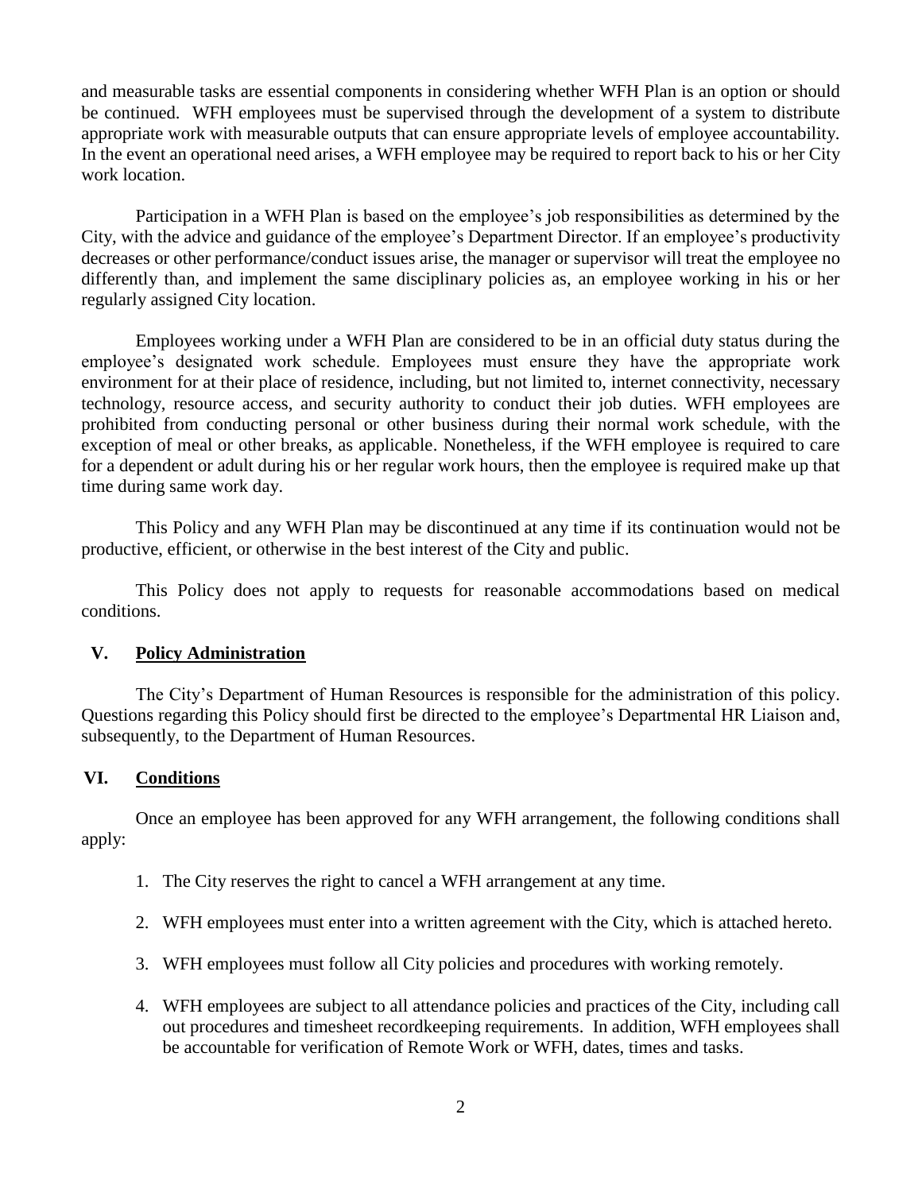and measurable tasks are essential components in considering whether WFH Plan is an option or should be continued. WFH employees must be supervised through the development of a system to distribute appropriate work with measurable outputs that can ensure appropriate levels of employee accountability. In the event an operational need arises, a WFH employee may be required to report back to his or her City work location.

Participation in a WFH Plan is based on the employee's job responsibilities as determined by the City, with the advice and guidance of the employee's Department Director. If an employee's productivity decreases or other performance/conduct issues arise, the manager or supervisor will treat the employee no differently than, and implement the same disciplinary policies as, an employee working in his or her regularly assigned City location.

Employees working under a WFH Plan are considered to be in an official duty status during the employee's designated work schedule. Employees must ensure they have the appropriate work environment for at their place of residence, including, but not limited to, internet connectivity, necessary technology, resource access, and security authority to conduct their job duties. WFH employees are prohibited from conducting personal or other business during their normal work schedule, with the exception of meal or other breaks, as applicable. Nonetheless, if the WFH employee is required to care for a dependent or adult during his or her regular work hours, then the employee is required make up that time during same work day.

This Policy and any WFH Plan may be discontinued at any time if its continuation would not be productive, efficient, or otherwise in the best interest of the City and public.

This Policy does not apply to requests for reasonable accommodations based on medical conditions.

## V. Policy Administration

The City's Department of Human Resources is responsible for the administration of this policy. Questions regarding this Policy should first be directed to the employee's Departmental HR Liaison and, subsequently, to the Department of Human Resources.

## VI. Conditions

Once an employee has been approved for any WFH arrangement, the following conditions shall apply:

1. The City reserves the right to cancel a WFH arrangement at any time.
2. WFH employees must enter into a written agreement with the City, which is attached hereto.
3. WFH employees must follow all City policies and procedures with working remotely.
4. WFH employees are subject to all attendance policies and practices of the City, including call out procedures and timesheet recordkeeping requirements. In addition, WFH employees shall be accountable for verification of Remote Work or WFH, dates, times and tasks.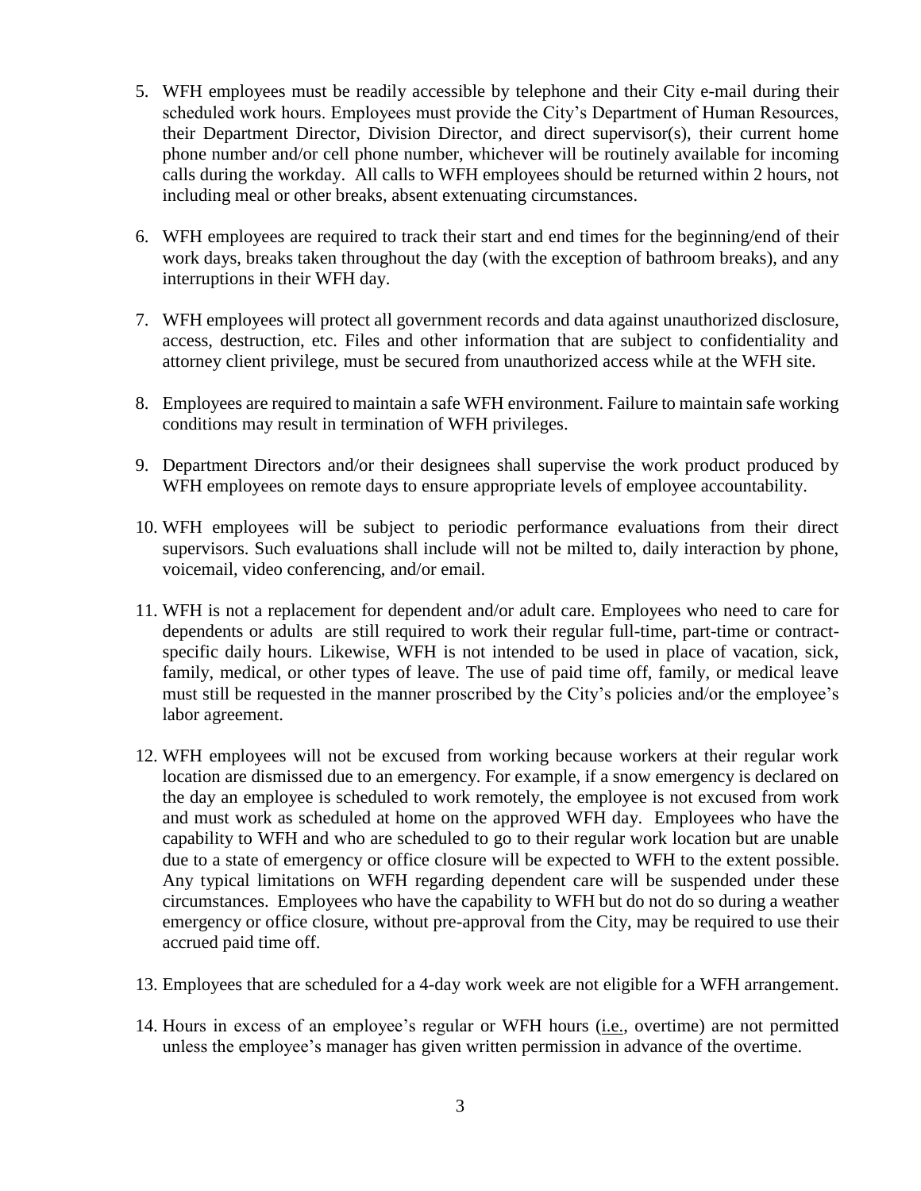5. WFH employees must be readily accessible by telephone and their City e-mail during their scheduled work hours. Employees must provide the City's Department of Human Resources, their Department Director, Division Director, and direct supervisor(s), their current home phone number and/or cell phone number, whichever will be routinely available for incoming calls during the workday. All calls to WFH employees should be returned within 2 hours, not including meal or other breaks, absent extenuating circumstances.

6. WFH employees are required to track their start and end times for the beginning/end of their work days, breaks taken throughout the day (with the exception of bathroom breaks), and any interruptions in their WFH day.

7. WFH employees will protect all government records and data against unauthorized disclosure, access, destruction, etc. Files and other information that are subject to confidentiality and attorney client privilege, must be secured from unauthorized access while at the WFH site.

8. Employees are required to maintain a safe WFH environment. Failure to maintain safe working conditions may result in termination of WFH privileges.

9. Department Directors and/or their designees shall supervise the work product produced by WFH employees on remote days to ensure appropriate levels of employee accountability.

10. WFH employees will be subject to periodic performance evaluations from their direct supervisors. Such evaluations shall include will not be milted to, daily interaction by phone, voicemail, video conferencing, and/or email.

11. WFH is not a replacement for dependent and/or adult care. Employees who need to care for dependents or adults are still required to work their regular full-time, part-time or contract-specific daily hours. Likewise, WFH is not intended to be used in place of vacation, sick, family, medical, or other types of leave. The use of paid time off, family, or medical leave must still be requested in the manner proscribed by the City's policies and/or the employee's labor agreement.

12. WFH employees will not be excused from working because workers at their regular work location are dismissed due to an emergency. For example, if a snow emergency is declared on the day an employee is scheduled to work remotely, the employee is not excused from work and must work as scheduled at home on the approved WFH day. Employees who have the capability to WFH and who are scheduled to go to their regular work location but are unable due to a state of emergency or office closure will be expected to WFH to the extent possible. Any typical limitations on WFH regarding dependent care will be suspended under these circumstances. Employees who have the capability to WFH but do not do so during a weather emergency or office closure, without pre-approval from the City, may be required to use their accrued paid time off.

13. Employees that are scheduled for a 4-day work week are not eligible for a WFH arrangement.

14. Hours in excess of an employee's regular or WFH hours (i.e., overtime) are not permitted unless the employee's manager has given written permission in advance of the overtime.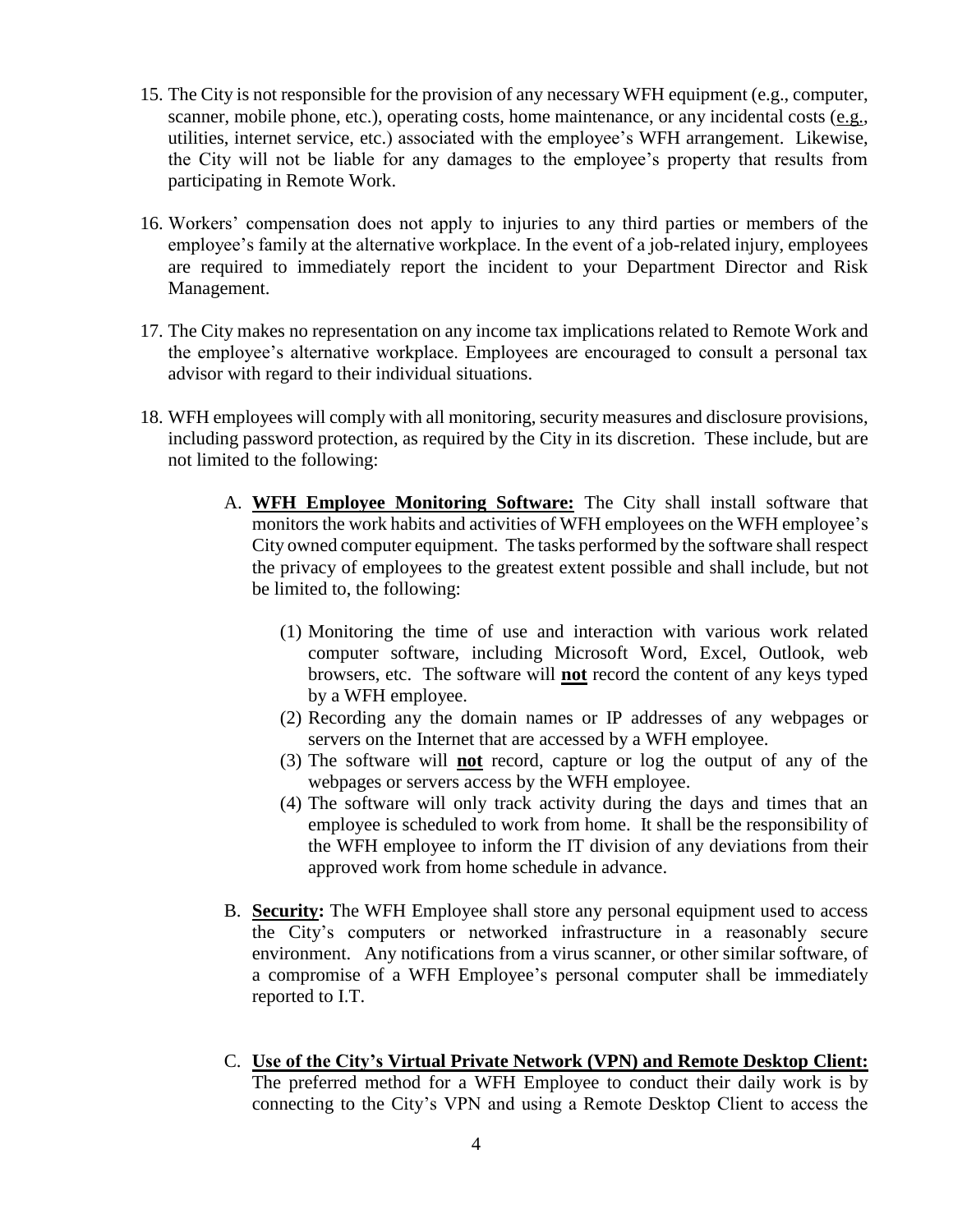15. The City is not responsible for the provision of any necessary WFH equipment (e.g., computer, scanner, mobile phone, etc.), operating costs, home maintenance, or any incidental costs (e.g., utilities, internet service, etc.) associated with the employee's WFH arrangement. Likewise, the City will not be liable for any damages to the employee's property that results from participating in Remote Work.

16. Workers' compensation does not apply to injuries to any third parties or members of the employee's family at the alternative workplace. In the event of a job-related injury, employees are required to immediately report the incident to your Department Director and Risk Management.

17. The City makes no representation on any income tax implications related to Remote Work and the employee's alternative workplace. Employees are encouraged to consult a personal tax advisor with regard to their individual situations.

18. WFH employees will comply with all monitoring, security measures and disclosure provisions, including password protection, as required by the City in its discretion. These include, but are not limited to the following:

    A. **WFH Employee Monitoring Software:** The City shall install software that monitors the work habits and activities of WFH employees on the WFH employee's City owned computer equipment. The tasks performed by the software shall respect the privacy of employees to the greatest extent possible and shall include, but not be limited to, the following:

        (1) Monitoring the time of use and interaction with various work related computer software, including Microsoft Word, Excel, Outlook, web browsers, etc. The software will **not** record the content of any keys typed by a WFH employee.
        (2) Recording any the domain names or IP addresses of any webpages or servers on the Internet that are accessed by a WFH employee.
        (3) The software will **not** record, capture or log the output of any of the webpages or servers access by the WFH employee.
        (4) The software will only track activity during the days and times that an employee is scheduled to work from home. It shall be the responsibility of the WFH employee to inform the IT division of any deviations from their approved work from home schedule in advance.

    B. **Security:** The WFH Employee shall store any personal equipment used to access the City's computers or networked infrastructure in a reasonably secure environment. Any notifications from a virus scanner, or other similar software, of a compromise of a WFH Employee's personal computer shall be immediately reported to I.T.

    C. **Use of the City's Virtual Private Network (VPN) and Remote Desktop Client:** The preferred method for a WFH Employee to conduct their daily work is by connecting to the City's VPN and using a Remote Desktop Client to access the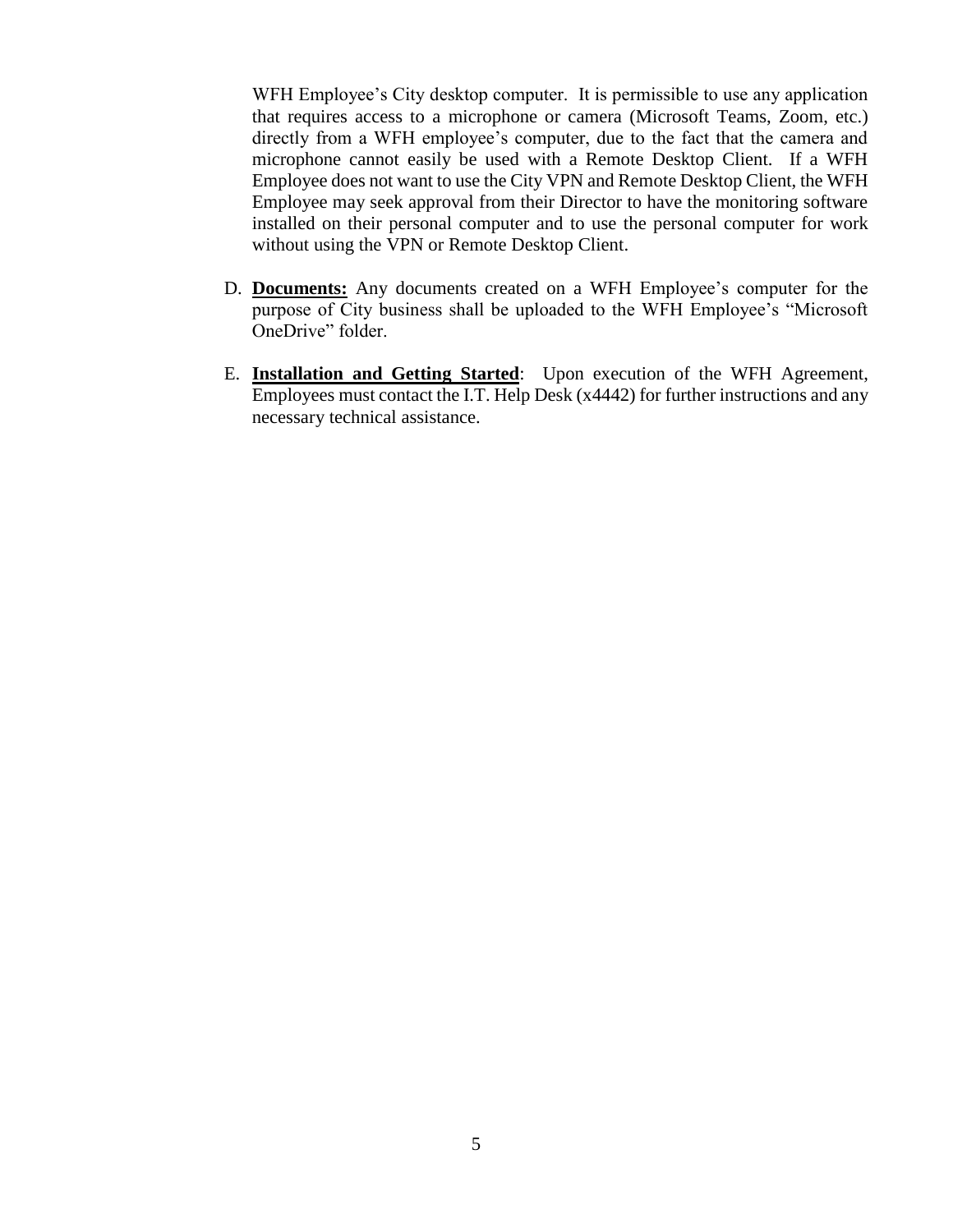WFH Employee's City desktop computer. It is permissible to use any application that requires access to a microphone or camera (Microsoft Teams, Zoom, etc.) directly from a WFH employee's computer, due to the fact that the camera and microphone cannot easily be used with a Remote Desktop Client. If a WFH Employee does not want to use the City VPN and Remote Desktop Client, the WFH Employee may seek approval from their Director to have the monitoring software installed on their personal computer and to use the personal computer for work without using the VPN or Remote Desktop Client.

D. **Documents:** Any documents created on a WFH Employee's computer for the purpose of City business shall be uploaded to the WFH Employee's "Microsoft OneDrive" folder.

E. **Installation and Getting Started**: Upon execution of the WFH Agreement, Employees must contact the I.T. Help Desk (x4442) for further instructions and any necessary technical assistance.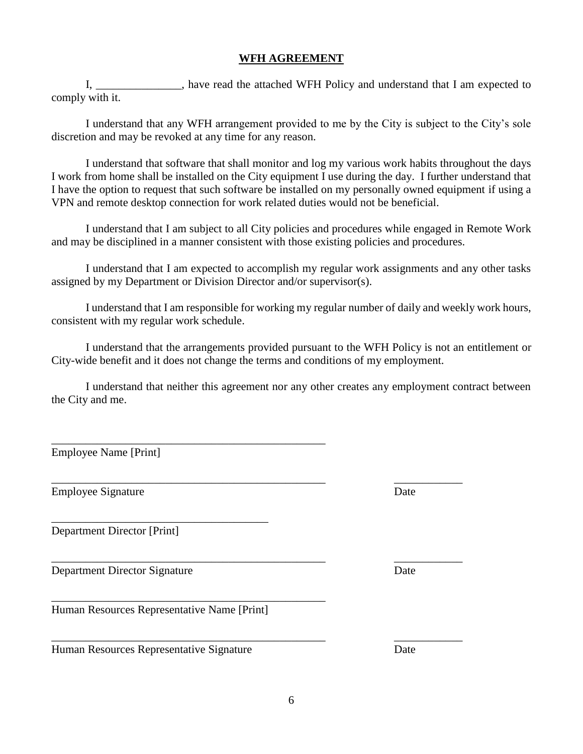## **WFH AGREEMENT**

I, _______________, have read the attached WFH Policy and understand that I am expected to comply with it.

I understand that any WFH arrangement provided to me by the City is subject to the City's sole discretion and may be revoked at any time for any reason.

I understand that software that shall monitor and log my various work habits throughout the days I work from home shall be installed on the City equipment I use during the day. I further understand that I have the option to request that such software be installed on my personally owned equipment if using a VPN and remote desktop connection for work related duties would not be beneficial.

I understand that I am subject to all City policies and procedures while engaged in Remote Work and may be disciplined in a manner consistent with those existing policies and procedures.

I understand that I am expected to accomplish my regular work assignments and any other tasks assigned by my Department or Division Director and/or supervisor(s).

I understand that I am responsible for working my regular number of daily and weekly work hours, consistent with my regular work schedule.

I understand that the arrangements provided pursuant to the WFH Policy is not an entitlement or City-wide benefit and it does not change the terms and conditions of my employment.

I understand that neither this agreement nor any other creates any employment contract between the City and me.

_________________________________________________
Employee Name [Print]

_________________________________________________ ____________
Employee Signature Date

_______________________________________
Department Director [Print]

_________________________________________________ ____________
Department Director Signature Date

_________________________________________________
Human Resources Representative Name [Print]

_________________________________________________ ____________
Human Resources Representative Signature Date